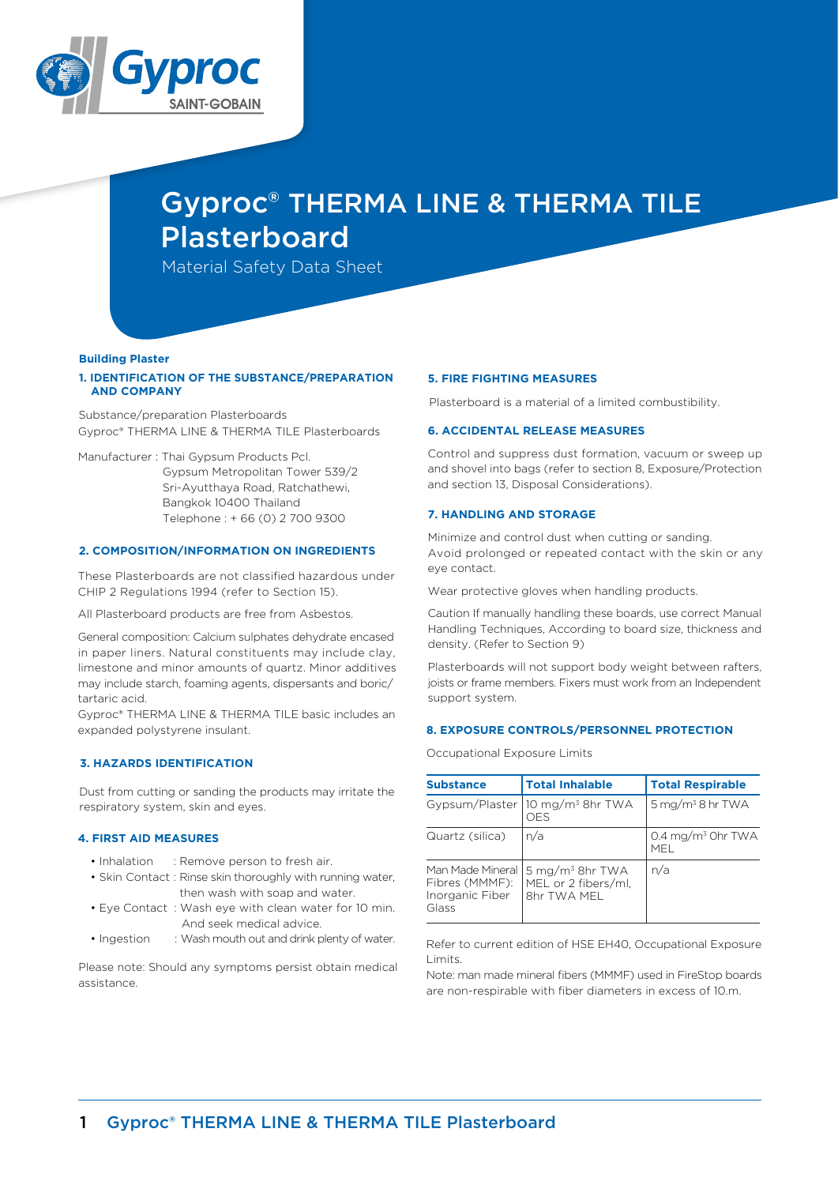# Gyproc® THERMA LINE & THERMA TILE Plasterboard

Material Safety Data Sheet

**Building Plaster**

## 1. IDENTIFICATION OF THE SUBSTANCE/PREPARATION AND COMPANY

Substance/preparation Plasterboards
Gyproc® THERMA LINE & THERMA TILE Plasterboards

Manufacturer : Thai Gypsum Products Pcl.
Gypsum Metropolitan Tower 539/2
Sri-Ayutthaya Road, Ratchathewi,
Bangkok 10400 Thailand
Telephone : + 66 (0) 2 700 9300

## 2. COMPOSITION/INFORMATION ON INGREDIENTS

These Plasterboards are not classified hazardous under CHIP 2 Regulations 1994 (refer to Section 15).

All Plasterboard products are free from Asbestos.

General composition: Calcium sulphates dehydrate encased in paper liners. Natural constituents may include clay, limestone and minor amounts of quartz. Minor additives may include starch, foaming agents, dispersants and boric/ tartaric acid.
Gyproc® THERMA LINE & THERMA TILE basic includes an expanded polystyrene insulant.

## 3. HAZARDS IDENTIFICATION

Dust from cutting or sanding the products may irritate the respiratory system, skin and eyes.

## 4. FIRST AID MEASURES

- Inhalation : Remove person to fresh air.
- Skin Contact : Rinse skin thoroughly with running water, then wash with soap and water.
- Eye Contact : Wash eye with clean water for 10 min. And seek medical advice.
- Ingestion : Wash mouth out and drink plenty of water.

Please note: Should any symptoms persist obtain medical assistance.

## 5. FIRE FIGHTING MEASURES

Plasterboard is a material of a limited combustibility.

## 6. ACCIDENTAL RELEASE MEASURES

Control and suppress dust formation, vacuum or sweep up and shovel into bags (refer to section 8, Exposure/Protection and section 13, Disposal Considerations).

## 7. HANDLING AND STORAGE

Minimize and control dust when cutting or sanding.
Avoid prolonged or repeated contact with the skin or any eye contact.

Wear protective gloves when handling products.

Caution If manually handling these boards, use correct Manual Handling Techniques, According to board size, thickness and density. (Refer to Section 9)

Plasterboards will not support body weight between rafters, joists or frame members. Fixers must work from an Independent support system.

## 8. EXPOSURE CONTROLS/PERSONNEL PROTECTION

Occupational Exposure Limits

| Substance | Total Inhalable | Total Respirable |
|---|---|---|
| Gypsum/Plaster | 10 mg/m³ 8hr TWA OES | 5 mg/m³ 8 hr TWA |
| Quartz (silica) | n/a | 0.4 mg/m³ 0hr TWA MEL |
| Man Made Mineral Fibres (MMMF): Inorganic Fiber Glass | 5 mg/m³ 8hr TWA MEL or 2 fibers/ml, 8hr TWA MEL | n/a |

Refer to current edition of HSE EH40, Occupational Exposure Limits.
Note: man made mineral fibers (MMMF) used in FireStop boards are non-respirable with fiber diameters in excess of 10.m.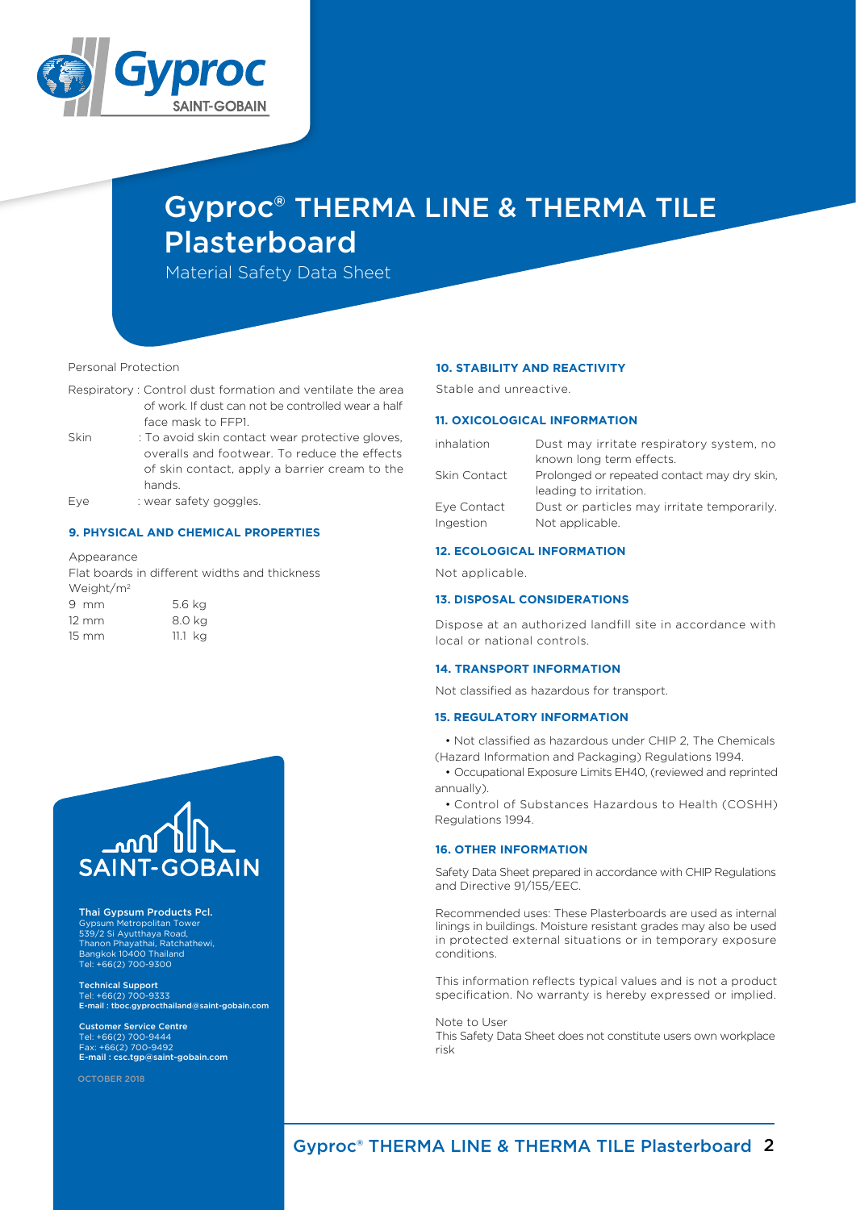# Gyproc® THERMA LINE & THERMA TILE Plasterboard

Material Safety Data Sheet

Personal Protection

| | |
|---|---|
| Respiratory | Control dust formation and ventilate the area of work. If dust can not be controlled wear a half face mask to FFP1. |
| Skin | To avoid skin contact wear protective gloves, overalls and footwear. To reduce the effects of skin contact, apply a barrier cream to the hands. |
| Eye | wear safety goggles. |

### 9. PHYSICAL AND CHEMICAL PROPERTIES

Appearance

Flat boards in different widths and thickness

Weight/m²

| | |
|---|---|
| 9 mm | 5.6 kg |
| 12 mm | 8.0 kg |
| 15 mm | 11.1 kg |

### 10. STABILITY AND REACTIVITY

Stable and unreactive.

### 11. OXICOLOGICAL INFORMATION

| | |
|---|---|
| inhalation | Dust may irritate respiratory system, no known long term effects. |
| Skin Contact | Prolonged or repeated contact may dry skin, leading to irritation. |
| Eye Contact | Dust or particles may irritate temporarily. |
| Ingestion | Not applicable. |

### 12. ECOLOGICAL INFORMATION

Not applicable.

### 13. DISPOSAL CONSIDERATIONS

Dispose at an authorized landfill site in accordance with local or national controls.

### 14. TRANSPORT INFORMATION

Not classified as hazardous for transport.

### 15. REGULATORY INFORMATION

- Not classified as hazardous under CHIP 2, The Chemicals (Hazard Information and Packaging) Regulations 1994.
- Occupational Exposure Limits EH40, (reviewed and reprinted annually).
- Control of Substances Hazardous to Health (COSHH) Regulations 1994.

### 16. OTHER INFORMATION

Safety Data Sheet prepared in accordance with CHIP Regulations and Directive 91/155/EEC.

Recommended uses: These Plasterboards are used as internal linings in buildings. Moisture resistant grades may also be used in protected external situations or in temporary exposure conditions.

This information reflects typical values and is not a product specification. No warranty is hereby expressed or implied.

Note to User

This Safety Data Sheet does not constitute users own workplace risk

**Thai Gypsum Products Pcl.**
Gypsum Metropolitan Tower
539/2 Si Ayutthaya Road,
Thanon Phayathai, Ratchathewi,
Bangkok 10400 Thailand
Tel: +66(2) 700-9300

**Technical Support**
Tel: +66(2) 700-9333
**E-mail : tboc.gyprocthailand@saint-gobain.com**

**Customer Service Centre**
Tel: +66(2) 700-9444
Fax: +66(2) 700-9492
**E-mail : csc.tgp@saint-gobain.com**

OCTOBER 2018